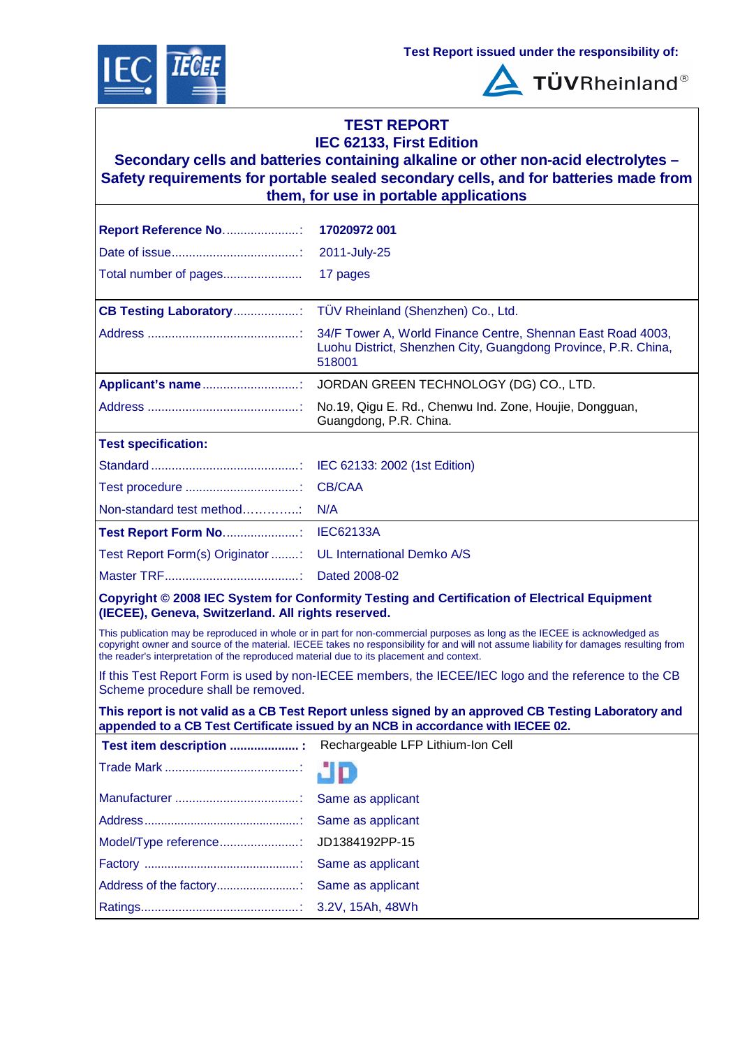Test Report issued under the responsibility of:

TÜVRheinland®

# TEST REPORT
## IEC 62133, First Edition
## Secondary cells and batteries containing alkaline or other non-acid electrolytes – Safety requirements for portable sealed secondary cells, and for batteries made from them, for use in portable applications

| | |
|---|---|
| **Report Reference No.** ....................: | **17020972 001** |
| Date of issue....................................: | 2011-July-25 |
| Total number of pages...................... | 17 pages |
| **CB Testing Laboratory**...................: | TÜV Rheinland (Shenzhen) Co., Ltd. |
| Address ............................................: | 34/F Tower A, World Finance Centre, Shennan East Road 4003, Luohu District, Shenzhen City, Guangdong Province, P.R. China, 518001 |
| **Applicant's name**............................: | JORDAN GREEN TECHNOLOGY (DG) CO., LTD. |
| Address ............................................: | No.19, Qigu E. Rd., Chenwu Ind. Zone, Houjie, Dongguan, Guangdong, P.R. China. |
| **Test specification:** | |
| Standard ...........................................: | IEC 62133: 2002 (1st Edition) |
| Test procedure .................................: | CB/CAA |
| Non-standard test method…………..: | N/A |
| **Test Report Form No.**.....................: | IEC62133A |
| Test Report Form(s) Originator ........: | UL International Demko A/S |
| Master TRF.......................................: | Dated 2008-02 |

**Copyright © 2008 IEC System for Conformity Testing and Certification of Electrical Equipment (IECEE), Geneva, Switzerland. All rights reserved.**

This publication may be reproduced in whole or in part for non-commercial purposes as long as the IECEE is acknowledged as copyright owner and source of the material. IECEE takes no responsibility for and will not assume liability for damages resulting from the reader's interpretation of the reproduced material due to its placement and context.

If this Test Report Form is used by non-IECEE members, the IECEE/IEC logo and the reference to the CB Scheme procedure shall be removed.

**This report is not valid as a CB Test Report unless signed by an approved CB Testing Laboratory and appended to a CB Test Certificate issued by an NCB in accordance with IECEE 02.**

| | |
|---|---|
| **Test item description .................... :** | Rechargeable LFP Lithium-Ion Cell |
| Trade Mark .......................................: | JD |
| Manufacturer ....................................: | Same as applicant |
| Address..............................................: | Same as applicant |
| Model/Type reference.......................: | JD1384192PP-15 |
| Factory ..............................................: | Same as applicant |
| Address of the factory........................: | Same as applicant |
| Ratings...............................................: | 3.2V, 15Ah, 48Wh |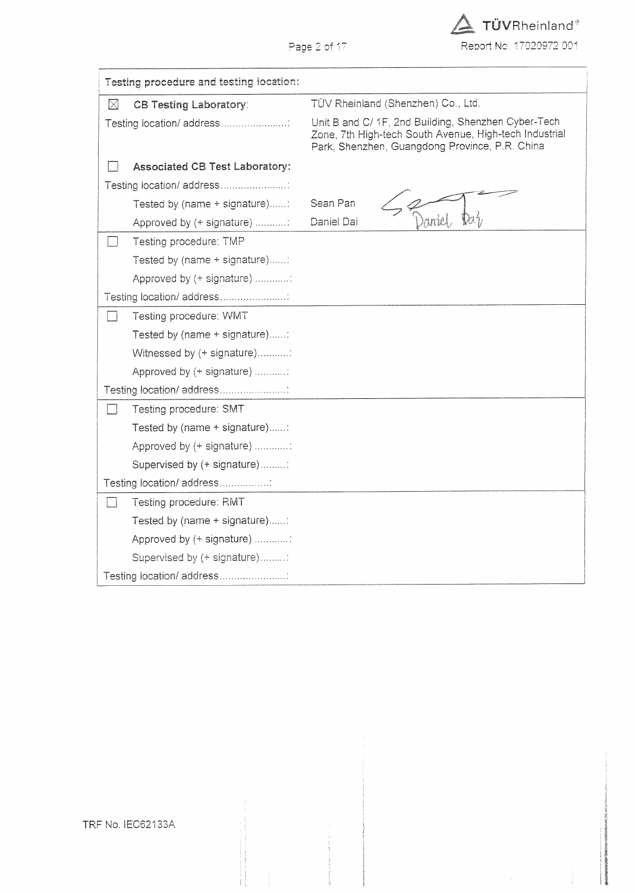| Testing procedure and testing location: | |
|---|---|
| ☒ **CB Testing Laboratory**: | TÜV Rheinland (Shenzhen) Co., Ltd. |
| Testing location/ address.......................: | Unit B and C/ 1F, 2nd Building, Shenzhen Cyber-Tech Zone, 7th High-tech South Avenue, High-tech Industrial Park, Shenzhen, Guangdong Province, P.R. China |
| ☐ **Associated CB Test Laboratory:** | |
| Testing location/ address.......................: | |
| Tested by (name + signature)......: | Sean Pan |
| Approved by (+ signature) ...........: | Daniel Dai |
| ☐ Testing procedure: TMP | |
| Tested by (name + signature)......: | |
| Approved by (+ signature) ............: | |
| Testing location/ address.......................: | |
| ☐ Testing procedure: WMT | |
| Tested by (name + signature)......: | |
| Witnessed by (+ signature)...........: | |
| Approved by (+ signature) ...........: | |
| Testing location/ address.......................: | |
| ☐ Testing procedure: SMT | |
| Tested by (name + signature)......: | |
| Approved by (+ signature) ............: | |
| Supervised by (+ signature).........: | |
| Testing location/ address.................: | |
| ☐ Testing procedure: RMT | |
| Tested by (name + signature)......: | |
| Approved by (+ signature) ............: | |
| Supervised by (+ signature).........: | |
| Testing location/ address.......................: | |

TRF No. IEC62133A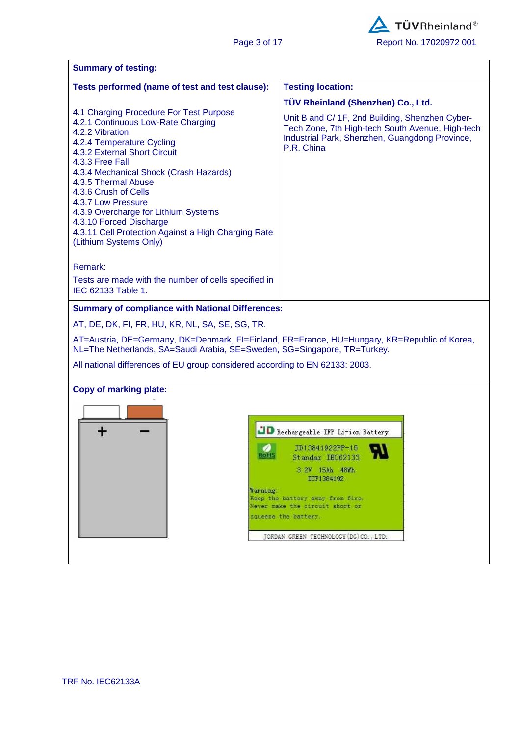**Summary of testing:**

| Tests performed (name of test and test clause): | Testing location: |
| --- | --- |
| 4.1 Charging Procedure For Test Purpose<br>4.2.1 Continuous Low-Rate Charging<br>4.2.2 Vibration<br>4.2.4 Temperature Cycling<br>4.3.2 External Short Circuit<br>4.3.3 Free Fall<br>4.3.4 Mechanical Shock (Crash Hazards)<br>4.3.5 Thermal Abuse<br>4.3.6 Crush of Cells<br>4.3.7 Low Pressure<br>4.3.9 Overcharge for Lithium Systems<br>4.3.10 Forced Discharge<br>4.3.11 Cell Protection Against a High Charging Rate (Lithium Systems Only)<br><br>Remark:<br>Tests are made with the number of cells specified in IEC 62133 Table 1. | **TÜV Rheinland (Shenzhen) Co., Ltd.**<br>Unit B and C/ 1F, 2nd Building, Shenzhen Cyber-Tech Zone, 7th High-tech South Avenue, High-tech Industrial Park, Shenzhen, Guangdong Province, P.R. China |

**Summary of compliance with National Differences:**

AT, DE, DK, FI, FR, HU, KR, NL, SA, SE, SG, TR.

AT=Austria, DE=Germany, DK=Denmark, FI=Finland, FR=France, HU=Hungary, KR=Republic of Korea, NL=The Netherlands, SA=Saudi Arabia, SE=Sweden, SG=Singapore, TR=Turkey.

All national differences of EU group considered according to EN 62133: 2003.

**Copy of marking plate:**

+ −

JD Rechargeable IFP Li-ion Battery

RoHS

JD13841922PP-15
Standar IEC62133
3.2V 15Ah 48Wh
ICP1384192

Warning:
Keep the battery away from fire.
Never make the circuit short or
squeeze the battery.

JORDAN GREEN TECHNOLOGY (DG) CO., LTD.

TRF No. IEC62133A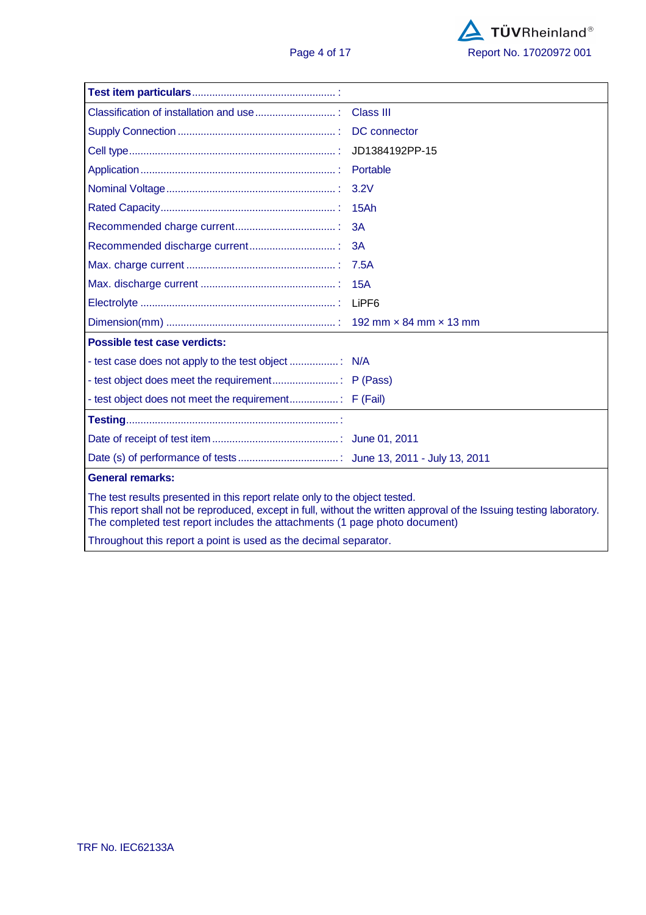| **Test item particulars** ................................................ : | |
|---|---|
| Classification of installation and use ............................ : | Class III |
| Supply Connection ...................................................... : | DC connector |
| Cell type ...................................................................... : | JD1384192PP-15 |
| Application .................................................................. : | Portable |
| Nominal Voltage .......................................................... : | 3.2V |
| Rated Capacity ............................................................ : | 15Ah |
| Recommended charge current .................................. : | 3A |
| Recommended discharge current ............................. : | 3A |
| Max. charge current .................................................... : | 7.5A |
| Max. discharge current ............................................... : | 15A |
| Electrolyte .................................................................... : | $LiPF_6$ |
| Dimension(mm) ........................................................... : | 192 mm × 84 mm × 13 mm |
| **Possible test case verdicts:** | |
| - test case does not apply to the test object ................. : | N/A |
| - test object does meet the requirement ....................... : | P (Pass) |
| - test object does not meet the requirement ................. : | F (Fail) |
| **Testing** ......................................................................... : | |
| Date of receipt of test item ............................................ : | June 01, 2011 |
| Date (s) of performance of tests .................................. : | June 13, 2011 - July 13, 2011 |

**General remarks:**

The test results presented in this report relate only to the object tested.
This report shall not be reproduced, except in full, without the written approval of the Issuing testing laboratory.
The completed test report includes the attachments (1 page photo document)

Throughout this report a point is used as the decimal separator.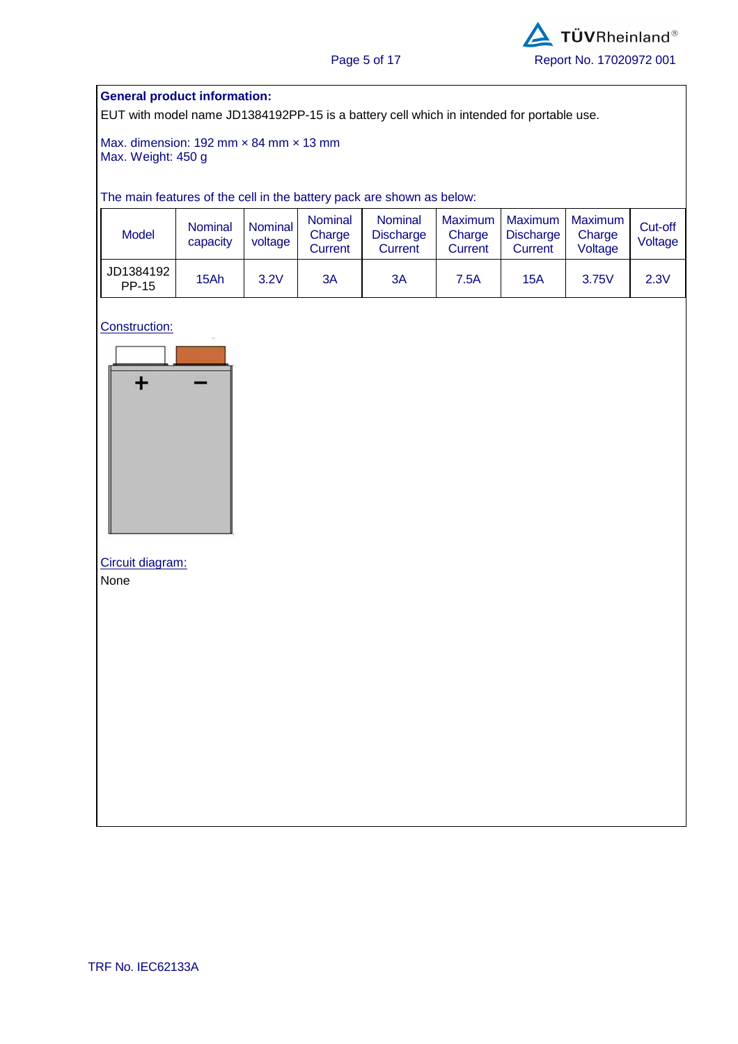**General product information:**

EUT with model name JD1384192PP-15 is a battery cell which in intended for portable use.

Max. dimension: 192 mm × 84 mm × 13 mm
Max. Weight: 450 g

The main features of the cell in the battery pack are shown as below:

| Model | Nominal capacity | Nominal voltage | Nominal Charge Current | Nominal Discharge Current | Maximum Charge Current | Maximum Discharge Current | Maximum Charge Voltage | Cut-off Voltage |
|---|---|---|---|---|---|---|---|---|
| JD1384192 PP-15 | 15Ah | 3.2V | 3A | 3A | 7.5A | 15A | 3.75V | 2.3V |

Construction:

Circuit diagram:

None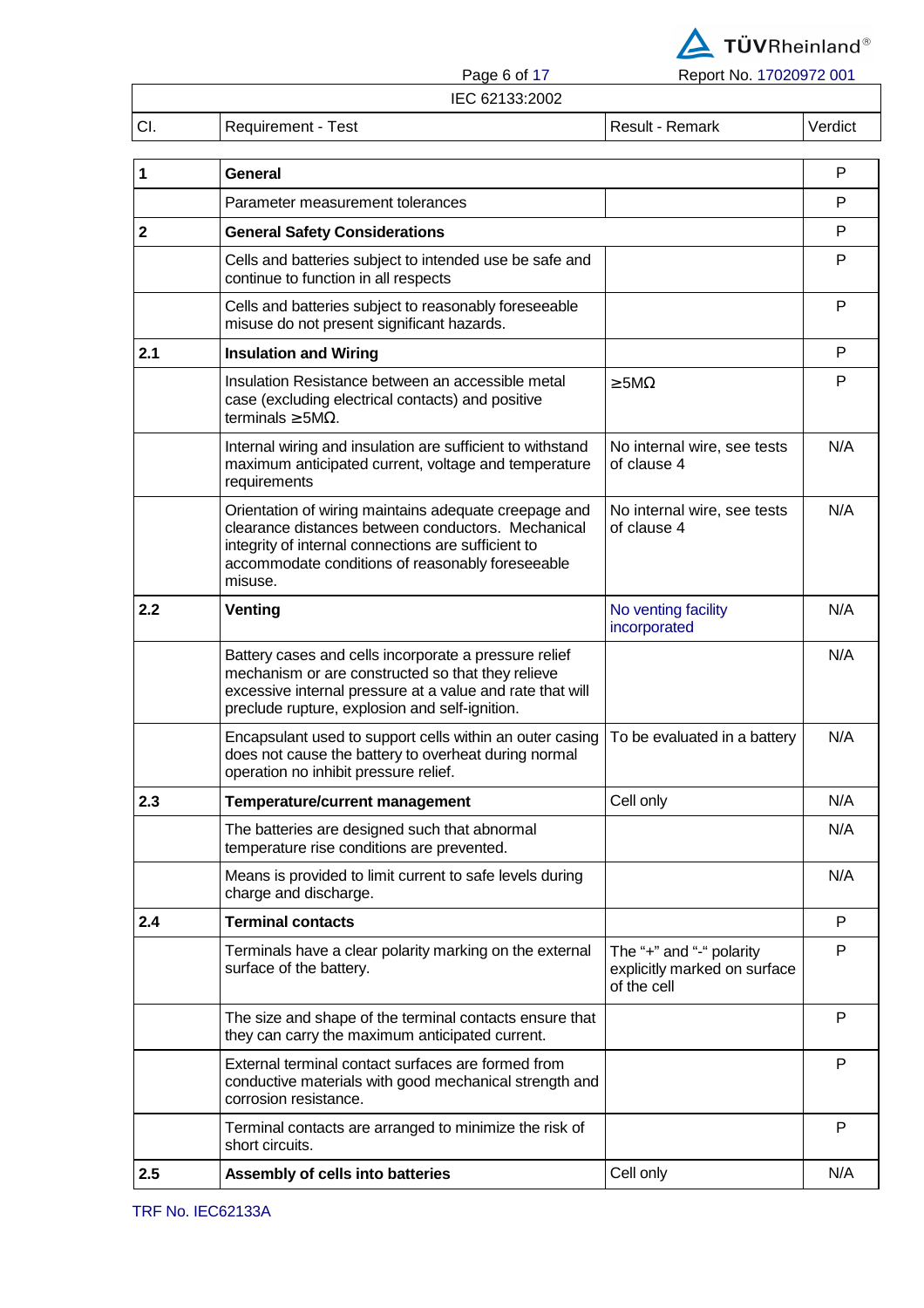IEC 62133:2002

| Cl. | Requirement - Test | Result - Remark | Verdict |
|---|---|---|---|
| **1** | **General** | | P |
| | Parameter measurement tolerances | | P |
| **2** | **General Safety Considerations** | | P |
| | Cells and batteries subject to intended use be safe and continue to function in all respects | | P |
| | Cells and batteries subject to reasonably foreseeable misuse do not present significant hazards. | | P |
| **2.1** | **Insulation and Wiring** | | P |
| | Insulation Resistance between an accessible metal case (excluding electrical contacts) and positive terminals ≥5MΩ. | ≥5MΩ | P |
| | Internal wiring and insulation are sufficient to withstand maximum anticipated current, voltage and temperature requirements | No internal wire, see tests of clause 4 | N/A |
| | Orientation of wiring maintains adequate creepage and clearance distances between conductors. Mechanical integrity of internal connections are sufficient to accommodate conditions of reasonably foreseeable misuse. | No internal wire, see tests of clause 4 | N/A |
| **2.2** | **Venting** | No venting facility incorporated | N/A |
| | Battery cases and cells incorporate a pressure relief mechanism or are constructed so that they relieve excessive internal pressure at a value and rate that will preclude rupture, explosion and self-ignition. | | N/A |
| | Encapsulant used to support cells within an outer casing does not cause the battery to overheat during normal operation no inhibit pressure relief. | To be evaluated in a battery | N/A |
| **2.3** | **Temperature/current management** | Cell only | N/A |
| | The batteries are designed such that abnormal temperature rise conditions are prevented. | | N/A |
| | Means is provided to limit current to safe levels during charge and discharge. | | N/A |
| **2.4** | **Terminal contacts** | | P |
| | Terminals have a clear polarity marking on the external surface of the battery. | The "+" and "-" polarity explicitly marked on surface of the cell | P |
| | The size and shape of the terminal contacts ensure that they can carry the maximum anticipated current. | | P |
| | External terminal contact surfaces are formed from conductive materials with good mechanical strength and corrosion resistance. | | P |
| | Terminal contacts are arranged to minimize the risk of short circuits. | | P |
| **2.5** | **Assembly of cells into batteries** | Cell only | N/A |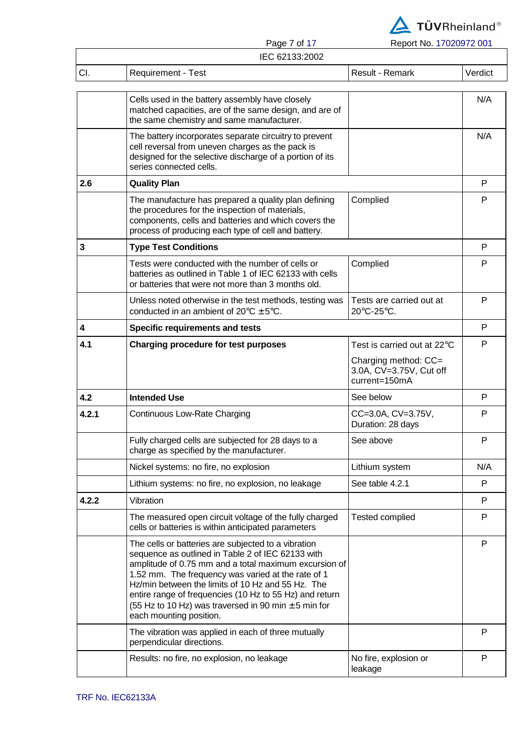IEC 62133:2002

| Cl. | Requirement - Test | Result - Remark | Verdict |
|---|---|---|---|
| | Cells used in the battery assembly have closely matched capacities, are of the same design, and are of the same chemistry and same manufacturer. | | N/A |
| | The battery incorporates separate circuitry to prevent cell reversal from uneven charges as the pack is designed for the selective discharge of a portion of its series connected cells. | | N/A |
| **2.6** | **Quality Plan** | | P |
| | The manufacture has prepared a quality plan defining the procedures for the inspection of materials, components, cells and batteries and which covers the process of producing each type of cell and battery. | Complied | P |
| **3** | **Type Test Conditions** | | P |
| | Tests were conducted with the number of cells or batteries as outlined in Table 1 of IEC 62133 with cells or batteries that were not more than 3 months old. | Complied | P |
| | Unless noted otherwise in the test methods, testing was conducted in an ambient of 20°C ±5°C. | Tests are carried out at 20°C-25°C. | P |
| **4** | **Specific requirements and tests** | | P |
| **4.1** | **Charging procedure for test purposes** | Test is carried out at 22°C<br>Charging method: CC= 3.0A, CV=3.75V, Cut off current=150mA | P |
| **4.2** | **Intended Use** | See below | P |
| **4.2.1** | Continuous Low-Rate Charging | CC=3.0A, CV=3.75V, Duration: 28 days | P |
| | Fully charged cells are subjected for 28 days to a charge as specified by the manufacturer. | See above | P |
| | Nickel systems: no fire, no explosion | Lithium system | N/A |
| | Lithium systems: no fire, no explosion, no leakage | See table 4.2.1 | P |
| **4.2.2** | Vibration | | P |
| | The measured open circuit voltage of the fully charged cells or batteries is within anticipated parameters | Tested complied | P |
| | The cells or batteries are subjected to a vibration sequence as outlined in Table 2 of IEC 62133 with amplitude of 0.75 mm and a total maximum excursion of 1.52 mm. The frequency was varied at the rate of 1 Hz/min between the limits of 10 Hz and 55 Hz. The entire range of frequencies (10 Hz to 55 Hz) and return (55 Hz to 10 Hz) was traversed in 90 min ±5 min for each mounting position. | | P |
| | The vibration was applied in each of three mutually perpendicular directions. | | P |
| | Results: no fire, no explosion, no leakage | No fire, explosion or leakage | P |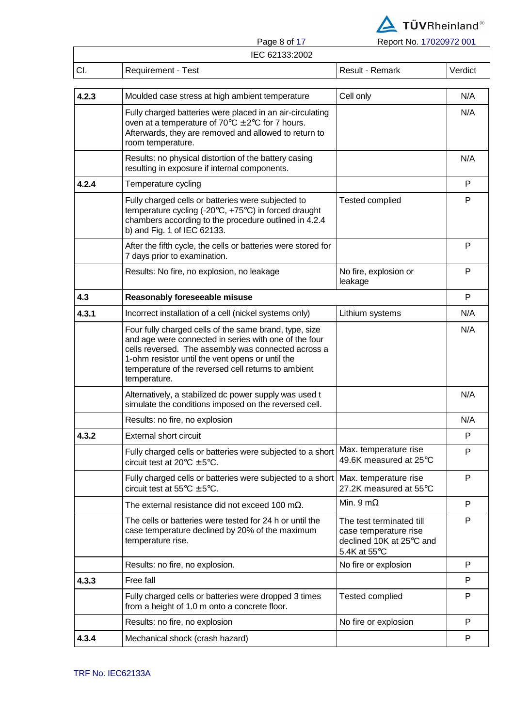IEC 62133:2002

| Cl. | Requirement - Test | Result - Remark | Verdict |
|---|---|---|---|
| **4.2.3** | Moulded case stress at high ambient temperature | Cell only | N/A |
| | Fully charged batteries were placed in an air-circulating oven at a temperature of 70°C ± 2°C for 7 hours. Afterwards, they are removed and allowed to return to room temperature. | | N/A |
| | Results: no physical distortion of the battery casing resulting in exposure if internal components. | | N/A |
| **4.2.4** | Temperature cycling | | P |
| | Fully charged cells or batteries were subjected to temperature cycling (-20°C, +75°C) in forced draught chambers according to the procedure outlined in 4.2.4 b) and Fig. 1 of IEC 62133. | Tested complied | P |
| | After the fifth cycle, the cells or batteries were stored for 7 days prior to examination. | | P |
| | Results: No fire, no explosion, no leakage | No fire, explosion or leakage | P |
| **4.3** | **Reasonably foreseeable misuse** | | P |
| **4.3.1** | Incorrect installation of a cell (nickel systems only) | Lithium systems | N/A |
| | Four fully charged cells of the same brand, type, size and age were connected in series with one of the four cells reversed. The assembly was connected across a 1-ohm resistor until the vent opens or until the temperature of the reversed cell returns to ambient temperature. | | N/A |
| | Alternatively, a stabilized dc power supply was used t simulate the conditions imposed on the reversed cell. | | N/A |
| | Results: no fire, no explosion | | N/A |
| **4.3.2** | External short circuit | | P |
| | Fully charged cells or batteries were subjected to a short circuit test at 20°C ± 5°C. | Max. temperature rise 49.6K measured at 25°C | P |
| | Fully charged cells or batteries were subjected to a short circuit test at 55°C ± 5°C. | Max. temperature rise 27.2K measured at 55°C | P |
| | The external resistance did not exceed 100 mΩ. | Min. 9 mΩ | P |
| | The cells or batteries were tested for 24 h or until the case temperature declined by 20% of the maximum temperature rise. | The test terminated till case temperature rise declined 10K at 25°C and 5.4K at 55°C | P |
| | Results: no fire, no explosion. | No fire or explosion | P |
| **4.3.3** | Free fall | | P |
| | Fully charged cells or batteries were dropped 3 times from a height of 1.0 m onto a concrete floor. | Tested complied | P |
| | Results: no fire, no explosion | No fire or explosion | P |
| **4.3.4** | Mechanical shock (crash hazard) | | P |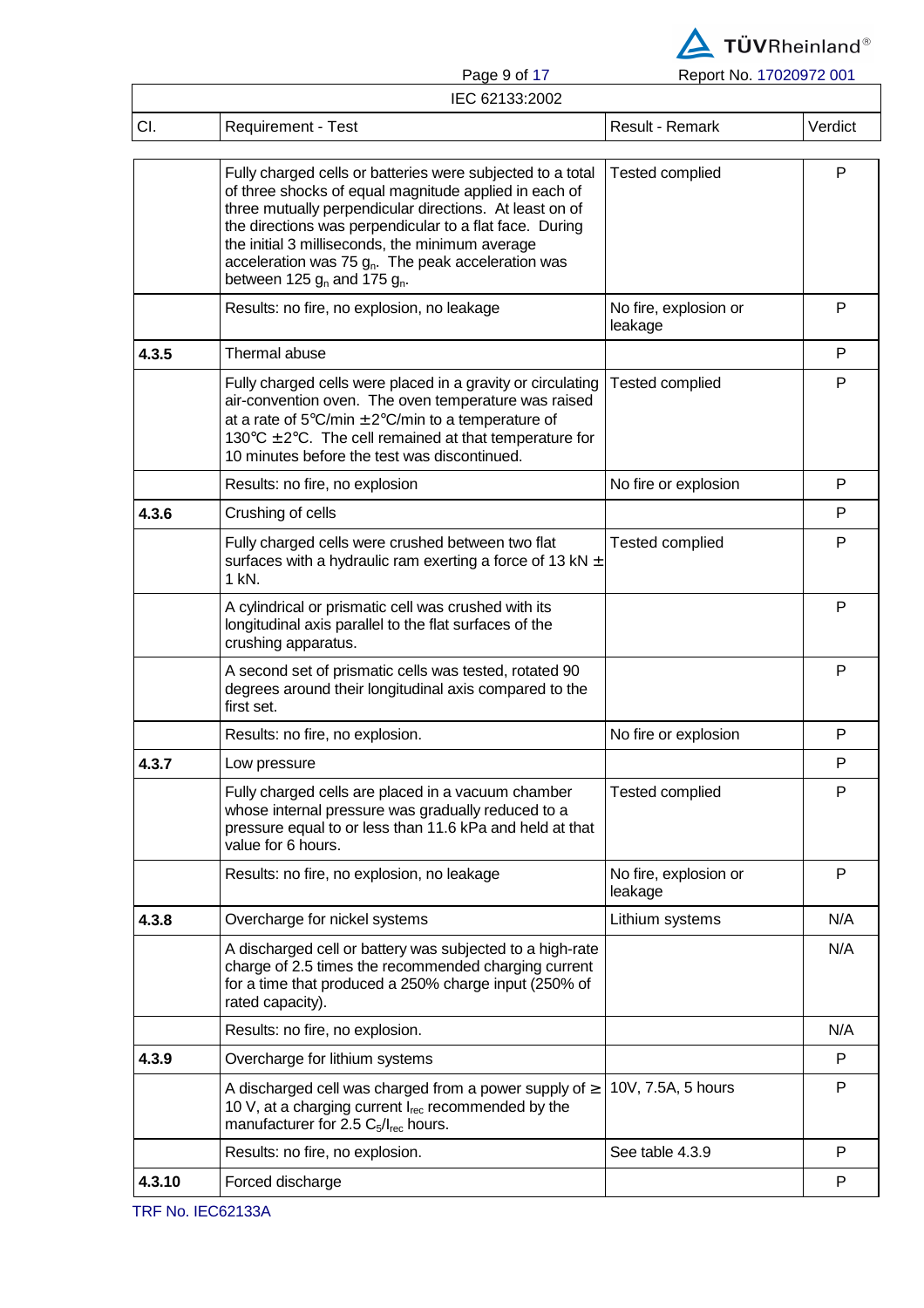IEC 62133:2002

| Cl. | Requirement - Test | Result - Remark | Verdict |
|---|---|---|---|
| | Fully charged cells or batteries were subjected to a total of three shocks of equal magnitude applied in each of three mutually perpendicular directions. At least on of the directions was perpendicular to a flat face. During the initial 3 milliseconds, the minimum average acceleration was 75 $g_n$. The peak acceleration was between 125 $g_n$ and 175 $g_n$. | Tested complied | P |
| | Results: no fire, no explosion, no leakage | No fire, explosion or leakage | P |
| **4.3.5** | Thermal abuse | | P |
| | Fully charged cells were placed in a gravity or circulating air-convention oven. The oven temperature was raised at a rate of 5°C/min ±2°C/min to a temperature of 130°C ±2°C. The cell remained at that temperature for 10 minutes before the test was discontinued. | Tested complied | P |
| | Results: no fire, no explosion | No fire or explosion | P |
| **4.3.6** | Crushing of cells | | P |
| | Fully charged cells were crushed between two flat surfaces with a hydraulic ram exerting a force of 13 kN ± 1 kN. | Tested complied | P |
| | A cylindrical or prismatic cell was crushed with its longitudinal axis parallel to the flat surfaces of the crushing apparatus. | | P |
| | A second set of prismatic cells was tested, rotated 90 degrees around their longitudinal axis compared to the first set. | | P |
| | Results: no fire, no explosion. | No fire or explosion | P |
| **4.3.7** | Low pressure | | P |
| | Fully charged cells are placed in a vacuum chamber whose internal pressure was gradually reduced to a pressure equal to or less than 11.6 kPa and held at that value for 6 hours. | Tested complied | P |
| | Results: no fire, no explosion, no leakage | No fire, explosion or leakage | P |
| **4.3.8** | Overcharge for nickel systems | Lithium systems | N/A |
| | A discharged cell or battery was subjected to a high-rate charge of 2.5 times the recommended charging current for a time that produced a 250% charge input (250% of rated capacity). | | N/A |
| | Results: no fire, no explosion. | | N/A |
| **4.3.9** | Overcharge for lithium systems | | P |
| | A discharged cell was charged from a power supply of ≥ 10 V, at a charging current $I_{rec}$ recommended by the manufacturer for 2.5 $C_5/I_{rec}$ hours. | 10V, 7.5A, 5 hours | P |
| | Results: no fire, no explosion. | See table 4.3.9 | P |
| **4.3.10** | Forced discharge | | P |

TRF No. IEC62133A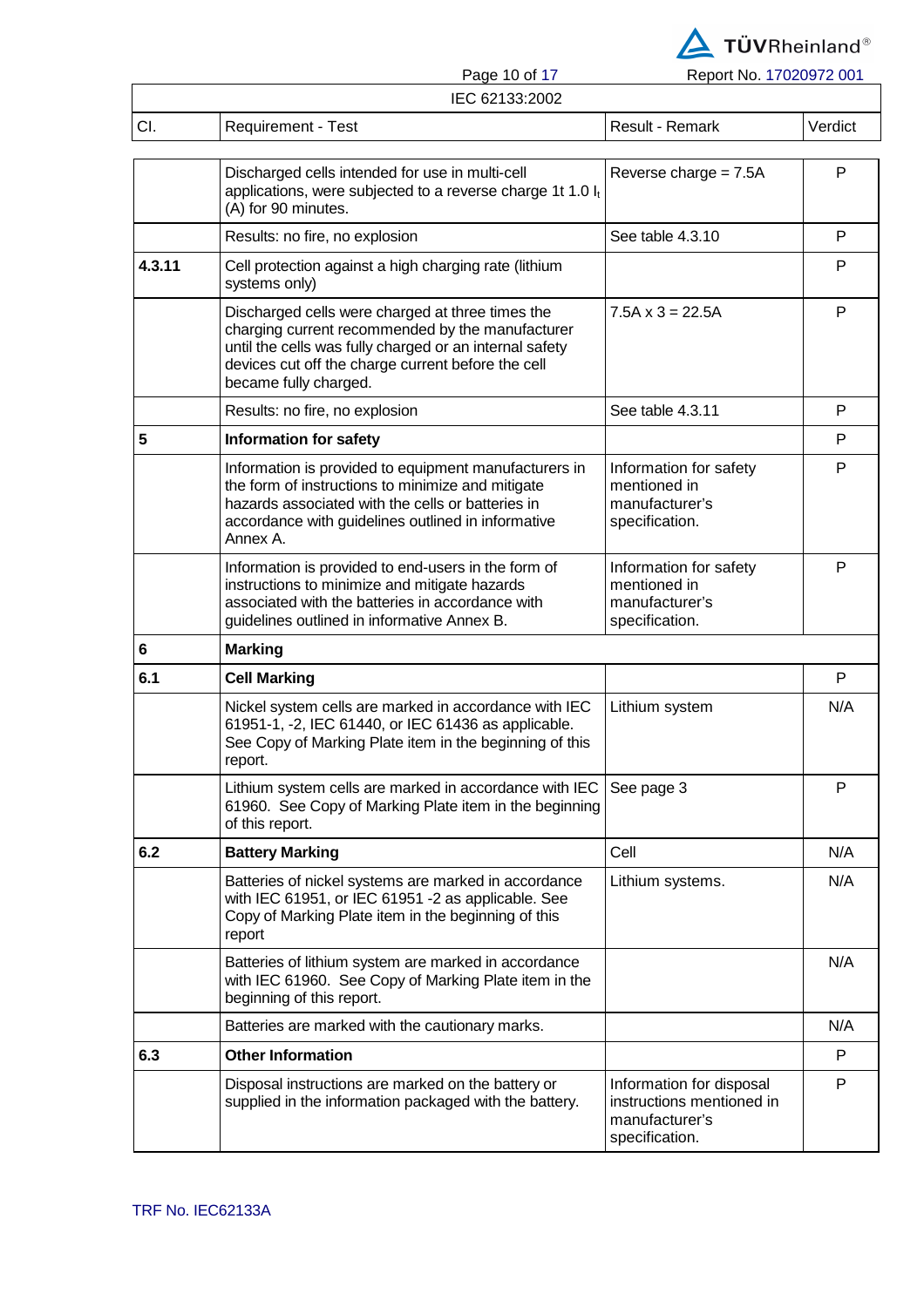IEC 62133:2002

| Cl. | Requirement - Test | Result - Remark | Verdict |
|---|---|---|---|
| | Discharged cells intended for use in multi-cell applications, were subjected to a reverse charge 1t 1.0 $I_t$ (A) for 90 minutes. | Reverse charge = 7.5A | P |
| | Results: no fire, no explosion | See table 4.3.10 | P |
| **4.3.11** | Cell protection against a high charging rate (lithium systems only) | | P |
| | Discharged cells were charged at three times the charging current recommended by the manufacturer until the cells was fully charged or an internal safety devices cut off the charge current before the cell became fully charged. | 7.5A x 3 = 22.5A | P |
| | Results: no fire, no explosion | See table 4.3.11 | P |
| **5** | **Information for safety** | | P |
| | Information is provided to equipment manufacturers in the form of instructions to minimize and mitigate hazards associated with the cells or batteries in accordance with guidelines outlined in informative Annex A. | Information for safety mentioned in manufacturer's specification. | P |
| | Information is provided to end-users in the form of instructions to minimize and mitigate hazards associated with the batteries in accordance with guidelines outlined in informative Annex B. | Information for safety mentioned in manufacturer's specification. | P |
| **6** | **Marking** | | |
| **6.1** | **Cell Marking** | | P |
| | Nickel system cells are marked in accordance with IEC 61951-1, -2, IEC 61440, or IEC 61436 as applicable. See Copy of Marking Plate item in the beginning of this report. | Lithium system | N/A |
| | Lithium system cells are marked in accordance with IEC 61960. See Copy of Marking Plate item in the beginning of this report. | See page 3 | P |
| **6.2** | **Battery Marking** | Cell | N/A |
| | Batteries of nickel systems are marked in accordance with IEC 61951, or IEC 61951 -2 as applicable. See Copy of Marking Plate item in the beginning of this report | Lithium systems. | N/A |
| | Batteries of lithium system are marked in accordance with IEC 61960. See Copy of Marking Plate item in the beginning of this report. | | N/A |
| | Batteries are marked with the cautionary marks. | | N/A |
| **6.3** | **Other Information** | | P |
| | Disposal instructions are marked on the battery or supplied in the information packaged with the battery. | Information for disposal instructions mentioned in manufacturer's specification. | P |

TRF No. IEC62133A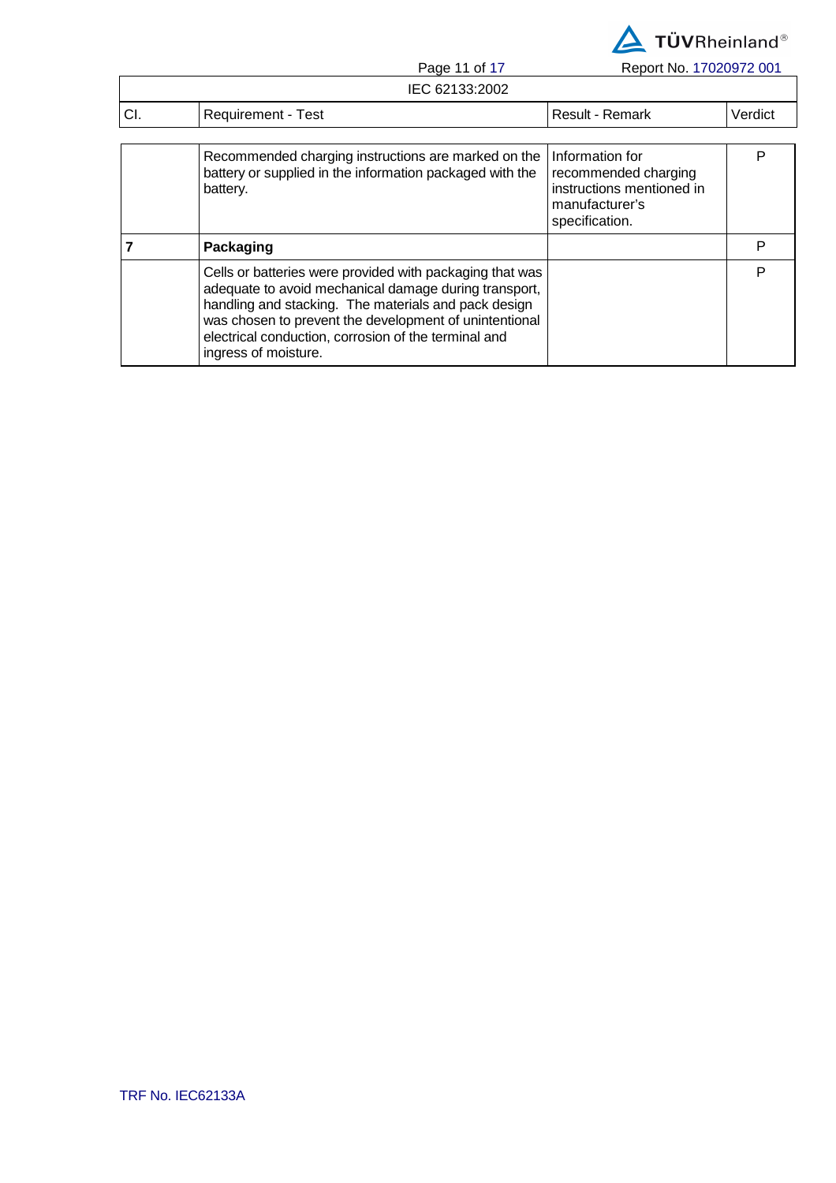IEC 62133:2002

| Cl. | Requirement - Test | Result - Remark | Verdict |
|---|---|---|---|
| | Recommended charging instructions are marked on the battery or supplied in the information packaged with the battery. | Information for recommended charging instructions mentioned in manufacturer's specification. | P |
| **7** | **Packaging** | | P |
| | Cells or batteries were provided with packaging that was adequate to avoid mechanical damage during transport, handling and stacking. The materials and pack design was chosen to prevent the development of unintentional electrical conduction, corrosion of the terminal and ingress of moisture. | | P |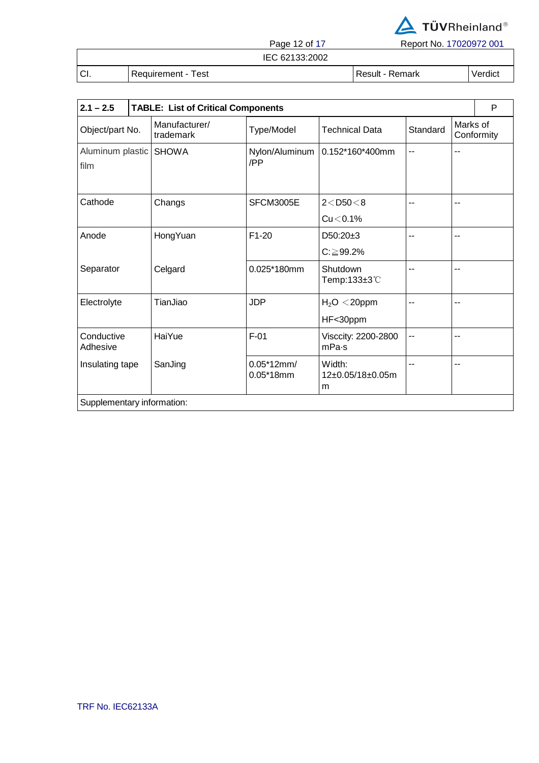| Cl. | Requirement - Test | Result - Remark | Verdict |
|---|---|---|---|

| 2.1 – 2.5 | TABLE: List of Critical Components | | | | P |
|---|---|---|---|---|---|
| Object/part No. | Manufacturer/ trademark | Type/Model | Technical Data | Standard | Marks of Conformity |
| Aluminum plastic film | SHOWA | Nylon/Aluminum /PP | 0.152*160*400mm | -- | -- |
| Cathode | Changs | SFCM3005E | 2＜D50＜8<br>Cu＜0.1% | -- | -- |
| Anode | HongYuan | F1-20 | D50:20±3<br>C:≧99.2% | -- | -- |
| Separator | Celgard | 0.025*180mm | Shutdown Temp:133±3℃ | -- | -- |
| Electrolyte | TianJiao | JDP | $H_2O$ ＜20ppm<br>HF<30ppm | -- | -- |
| Conductive Adhesive | HaiYue | F-01 | Visccity: 2200-2800 mPa·s | -- | -- |
| Insulating tape | SanJing | 0.05*12mm/ 0.05*18mm | Width: 12±0.05/18±0.05mm | -- | -- |
| Supplementary information: | | | | | |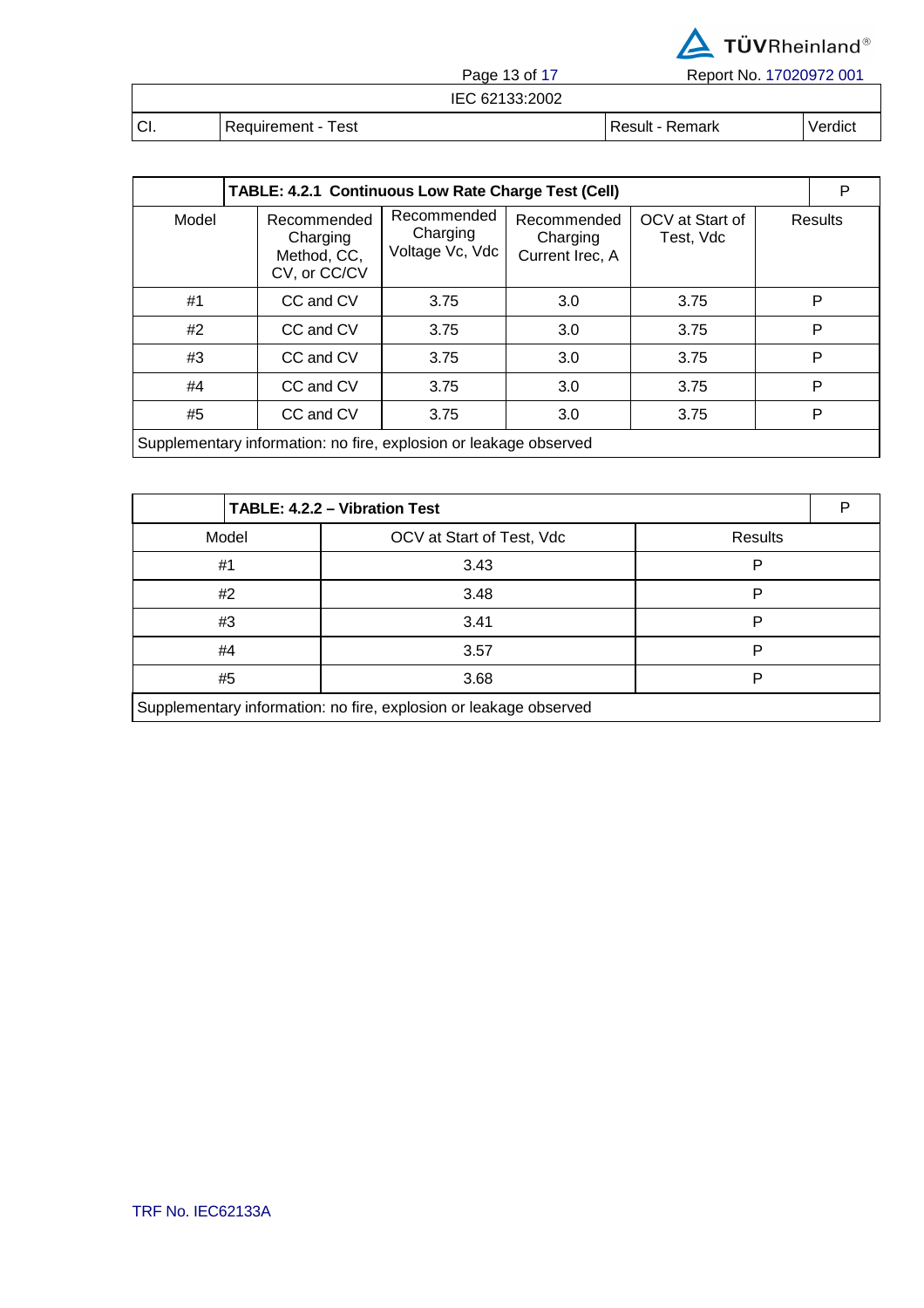| Cl. | Requirement - Test | Result - Remark | Verdict |
|---|---|---|---|

| | TABLE: 4.2.1 Continuous Low Rate Charge Test (Cell) | | | | P |
|---|---|---|---|---|---|
| Model | Recommended Charging Method, CC, CV, or CC/CV | Recommended Charging Voltage Vc, Vdc | Recommended Charging Current Irec, A | OCV at Start of Test, Vdc | Results |
| #1 | CC and CV | 3.75 | 3.0 | 3.75 | P |
| #2 | CC and CV | 3.75 | 3.0 | 3.75 | P |
| #3 | CC and CV | 3.75 | 3.0 | 3.75 | P |
| #4 | CC and CV | 3.75 | 3.0 | 3.75 | P |
| #5 | CC and CV | 3.75 | 3.0 | 3.75 | P |
| Supplementary information: no fire, explosion or leakage observed | | | | | |

| | TABLE: 4.2.2 – Vibration Test | P |
|---|---|---|
| Model | OCV at Start of Test, Vdc | Results |
| #1 | 3.43 | P |
| #2 | 3.48 | P |
| #3 | 3.41 | P |
| #4 | 3.57 | P |
| #5 | 3.68 | P |
| Supplementary information: no fire, explosion or leakage observed | | |

TRF No. IEC62133A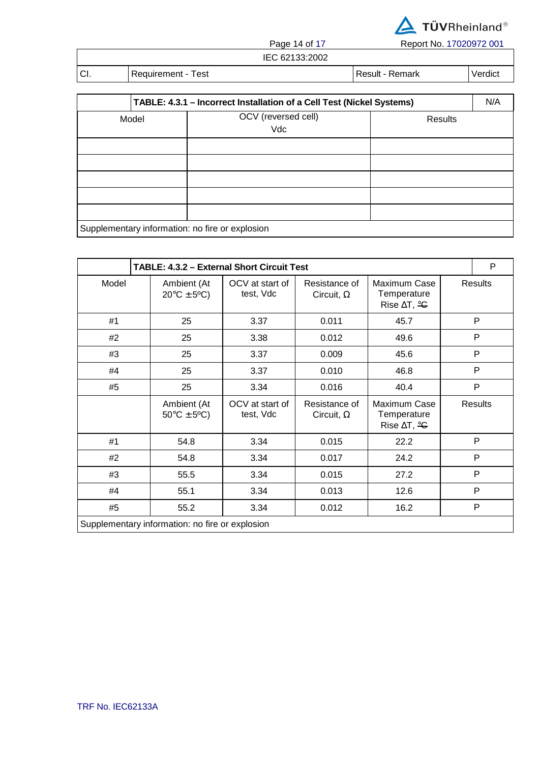IEC 62133:2002

| Cl. | Requirement - Test | Result - Remark | Verdict |
|---|---|---|---|

| TABLE: 4.3.1 – Incorrect Installation of a Cell Test (Nickel Systems) | | | N/A |
|---|---|---|---|
| Model | OCV (reversed cell) Vdc | Results | |
| | | | |
| | | | |
| | | | |
| | | | |
| | | | |
| Supplementary information: no fire or explosion | | | |

| TABLE: 4.3.2 – External Short Circuit Test | | | | | P |
|---|---|---|---|---|---|
| Model | Ambient (At 20°C ±5ºC) | OCV at start of test, Vdc | Resistance of Circuit, Ω | Maximum Case Temperature Rise ΔT, ºC | Results |
| #1 | 25 | 3.37 | 0.011 | 45.7 | P |
| #2 | 25 | 3.38 | 0.012 | 49.6 | P |
| #3 | 25 | 3.37 | 0.009 | 45.6 | P |
| #4 | 25 | 3.37 | 0.010 | 46.8 | P |
| #5 | 25 | 3.34 | 0.016 | 40.4 | P |
| | Ambient (At 50°C ±5ºC) | OCV at start of test, Vdc | Resistance of Circuit, Ω | Maximum Case Temperature Rise ΔT, ºC | Results |
| #1 | 54.8 | 3.34 | 0.015 | 22.2 | P |
| #2 | 54.8 | 3.34 | 0.017 | 24.2 | P |
| #3 | 55.5 | 3.34 | 0.015 | 27.2 | P |
| #4 | 55.1 | 3.34 | 0.013 | 12.6 | P |
| #5 | 55.2 | 3.34 | 0.012 | 16.2 | P |
| Supplementary information: no fire or explosion | | | | | |

TRF No. IEC62133A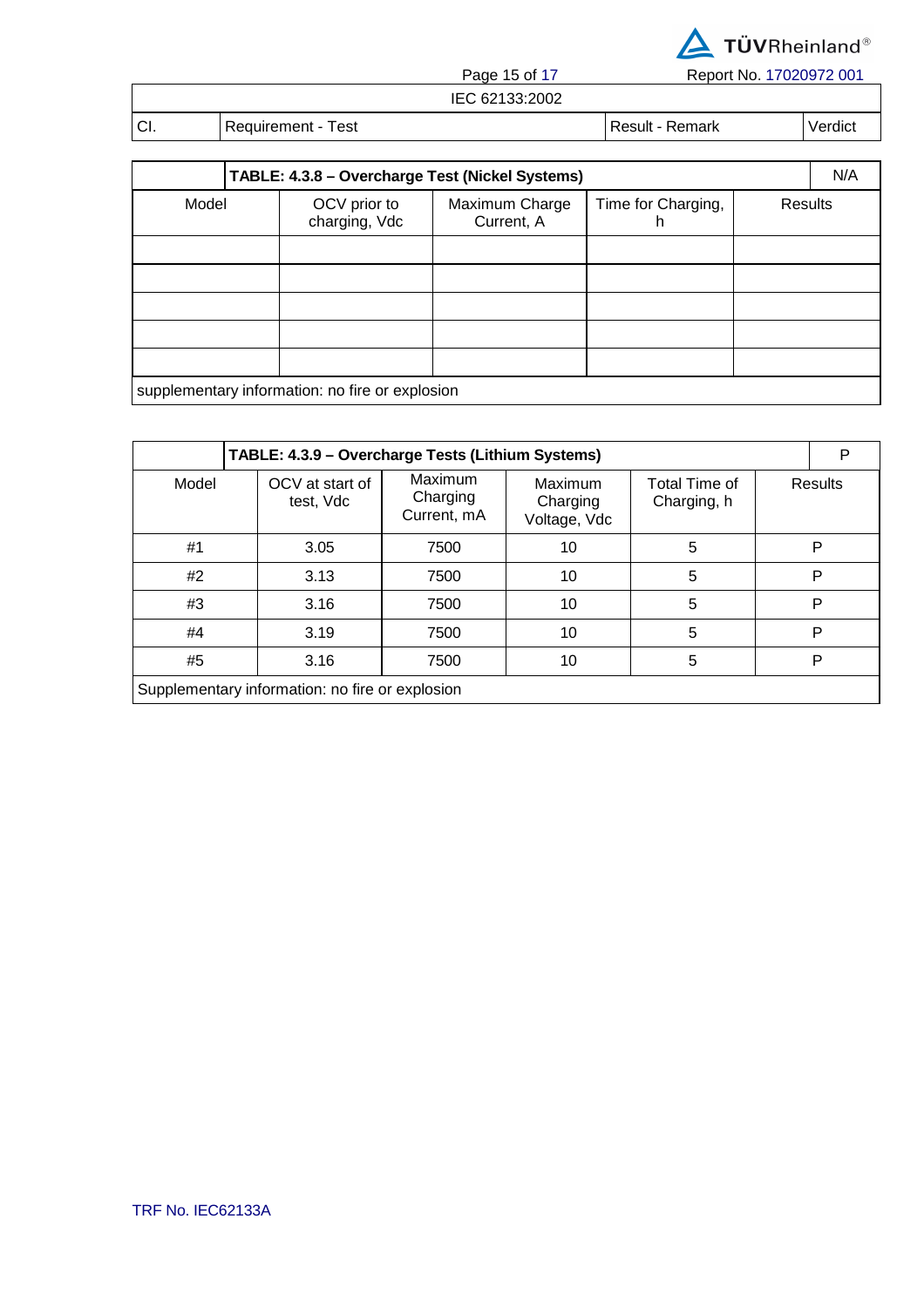| Cl. | Requirement - Test | Result - Remark | Verdict |
|---|---|---|---|

| TABLE: 4.3.8 – Overcharge Test (Nickel Systems) | | | | N/A |
|---|---|---|---|---|
| Model | OCV prior to charging, Vdc | Maximum Charge Current, A | Time for Charging, h | Results |
| | | | | |
| | | | | |
| | | | | |
| | | | | |
| | | | | |
| supplementary information: no fire or explosion | | | | |

| TABLE: 4.3.9 – Overcharge Tests (Lithium Systems) | | | | | P |
|---|---|---|---|---|---|
| Model | OCV at start of test, Vdc | Maximum Charging Current, mA | Maximum Charging Voltage, Vdc | Total Time of Charging, h | Results |
| #1 | 3.05 | 7500 | 10 | 5 | P |
| #2 | 3.13 | 7500 | 10 | 5 | P |
| #3 | 3.16 | 7500 | 10 | 5 | P |
| #4 | 3.19 | 7500 | 10 | 5 | P |
| #5 | 3.16 | 7500 | 10 | 5 | P |
| Supplementary information: no fire or explosion | | | | | |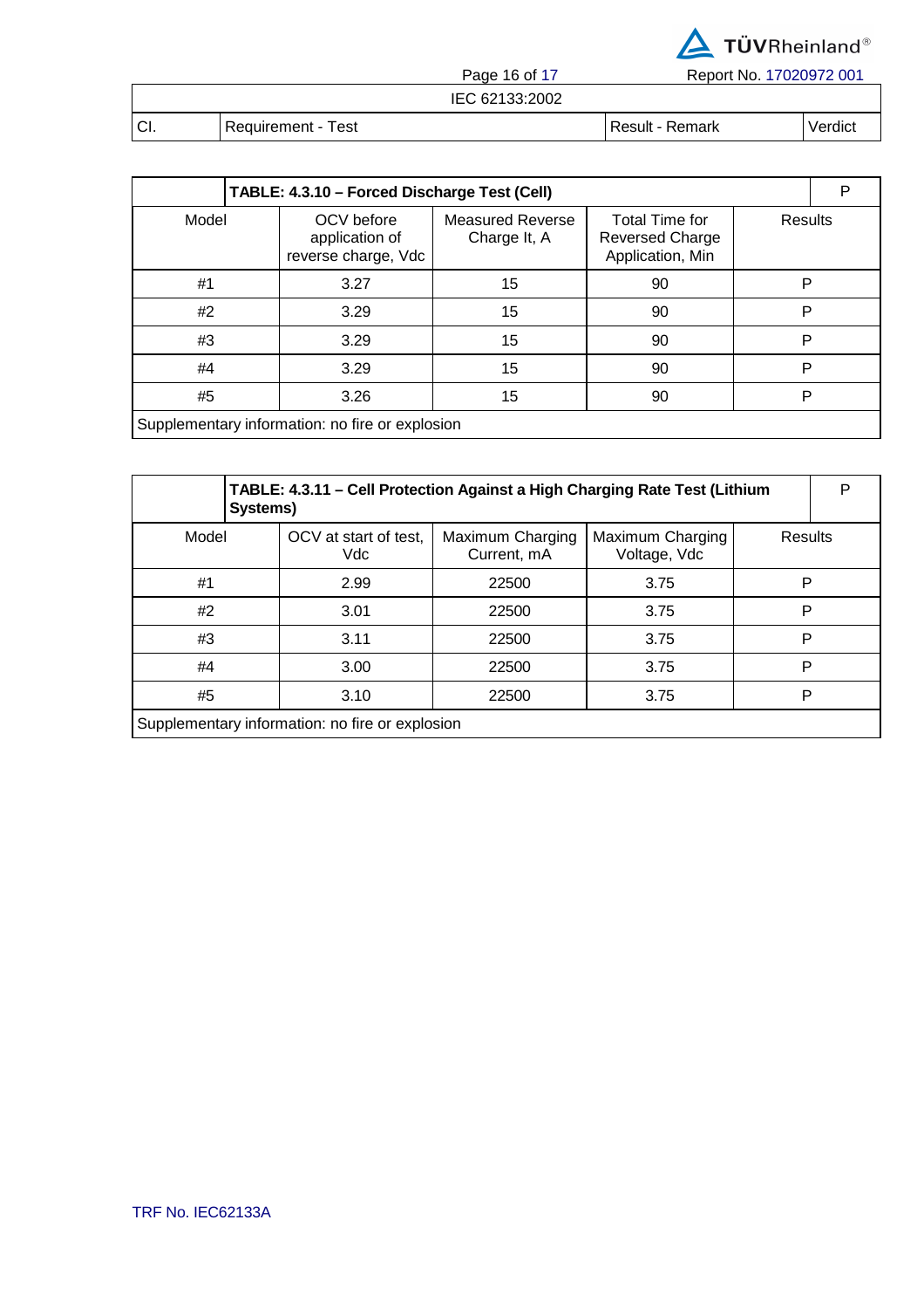| Cl. | Requirement - Test | Result - Remark | Verdict |
|---|---|---|---|

| | TABLE: 4.3.10 – Forced Discharge Test (Cell) | | | P |
|---|---|---|---|---|
| Model | OCV before application of reverse charge, Vdc | Measured Reverse Charge It, A | Total Time for Reversed Charge Application, Min | Results |
| #1 | 3.27 | 15 | 90 | P |
| #2 | 3.29 | 15 | 90 | P |
| #3 | 3.29 | 15 | 90 | P |
| #4 | 3.29 | 15 | 90 | P |
| #5 | 3.26 | 15 | 90 | P |
| Supplementary information: no fire or explosion | | | | |

| | TABLE: 4.3.11 – Cell Protection Against a High Charging Rate Test (Lithium Systems) | | | P |
|---|---|---|---|---|
| Model | OCV at start of test, Vdc | Maximum Charging Current, mA | Maximum Charging Voltage, Vdc | Results |
| #1 | 2.99 | 22500 | 3.75 | P |
| #2 | 3.01 | 22500 | 3.75 | P |
| #3 | 3.11 | 22500 | 3.75 | P |
| #4 | 3.00 | 22500 | 3.75 | P |
| #5 | 3.10 | 22500 | 3.75 | P |
| Supplementary information: no fire or explosion | | | | |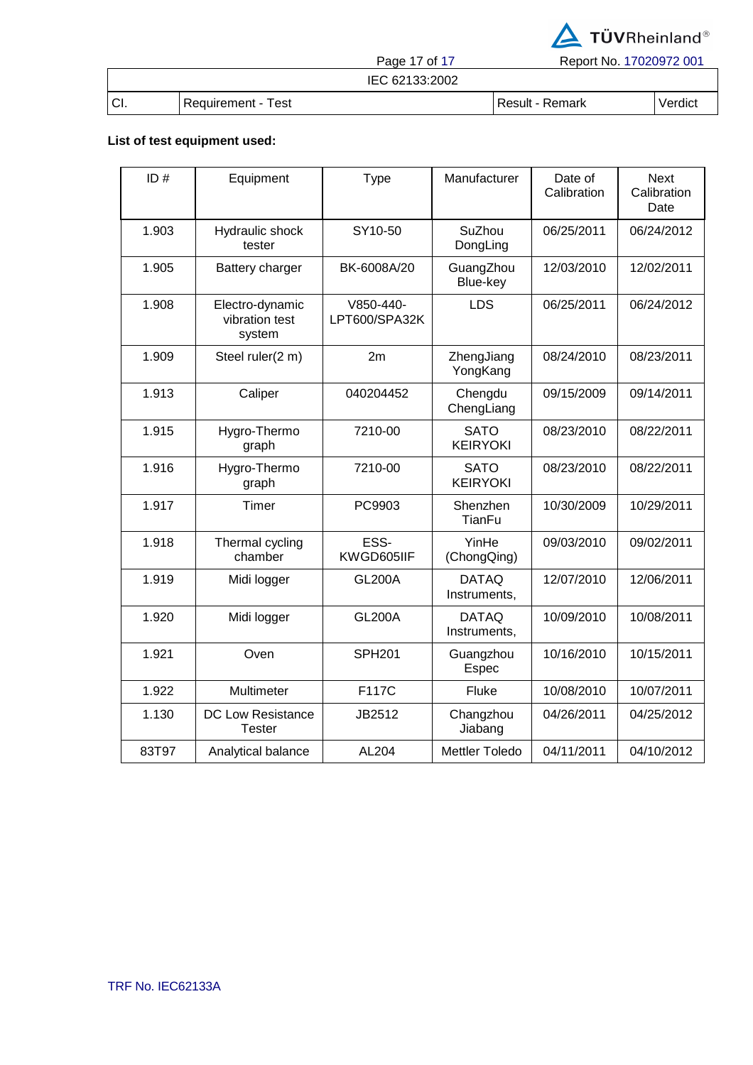| Cl. | Requirement - Test | Result - Remark | Verdict |
|---|---|---|---|

**List of test equipment used:**

| ID # | Equipment | Type | Manufacturer | Date of Calibration | Next Calibration Date |
|---|---|---|---|---|---|
| 1.903 | Hydraulic shock tester | SY10-50 | SuZhou DongLing | 06/25/2011 | 06/24/2012 |
| 1.905 | Battery charger | BK-6008A/20 | GuangZhou Blue-key | 12/03/2010 | 12/02/2011 |
| 1.908 | Electro-dynamic vibration test system | V850-440-LPT600/SPA32K | LDS | 06/25/2011 | 06/24/2012 |
| 1.909 | Steel ruler(2 m) | 2m | ZhengJiang YongKang | 08/24/2010 | 08/23/2011 |
| 1.913 | Caliper | 040204452 | Chengdu ChengLiang | 09/15/2009 | 09/14/2011 |
| 1.915 | Hygro-Thermo graph | 7210-00 | SATO KEIRYOKI | 08/23/2010 | 08/22/2011 |
| 1.916 | Hygro-Thermo graph | 7210-00 | SATO KEIRYOKI | 08/23/2010 | 08/22/2011 |
| 1.917 | Timer | PC9903 | Shenzhen TianFu | 10/30/2009 | 10/29/2011 |
| 1.918 | Thermal cycling chamber | ESS-KWGD605IIF | YinHe (ChongQing) | 09/03/2010 | 09/02/2011 |
| 1.919 | Midi logger | GL200A | DATAQ Instruments, | 12/07/2010 | 12/06/2011 |
| 1.920 | Midi logger | GL200A | DATAQ Instruments, | 10/09/2010 | 10/08/2011 |
| 1.921 | Oven | SPH201 | Guangzhou Espec | 10/16/2010 | 10/15/2011 |
| 1.922 | Multimeter | F117C | Fluke | 10/08/2010 | 10/07/2011 |
| 1.130 | DC Low Resistance Tester | JB2512 | Changzhou Jiabang | 04/26/2011 | 04/25/2012 |
| 83T97 | Analytical balance | AL204 | Mettler Toledo | 04/11/2011 | 04/10/2012 |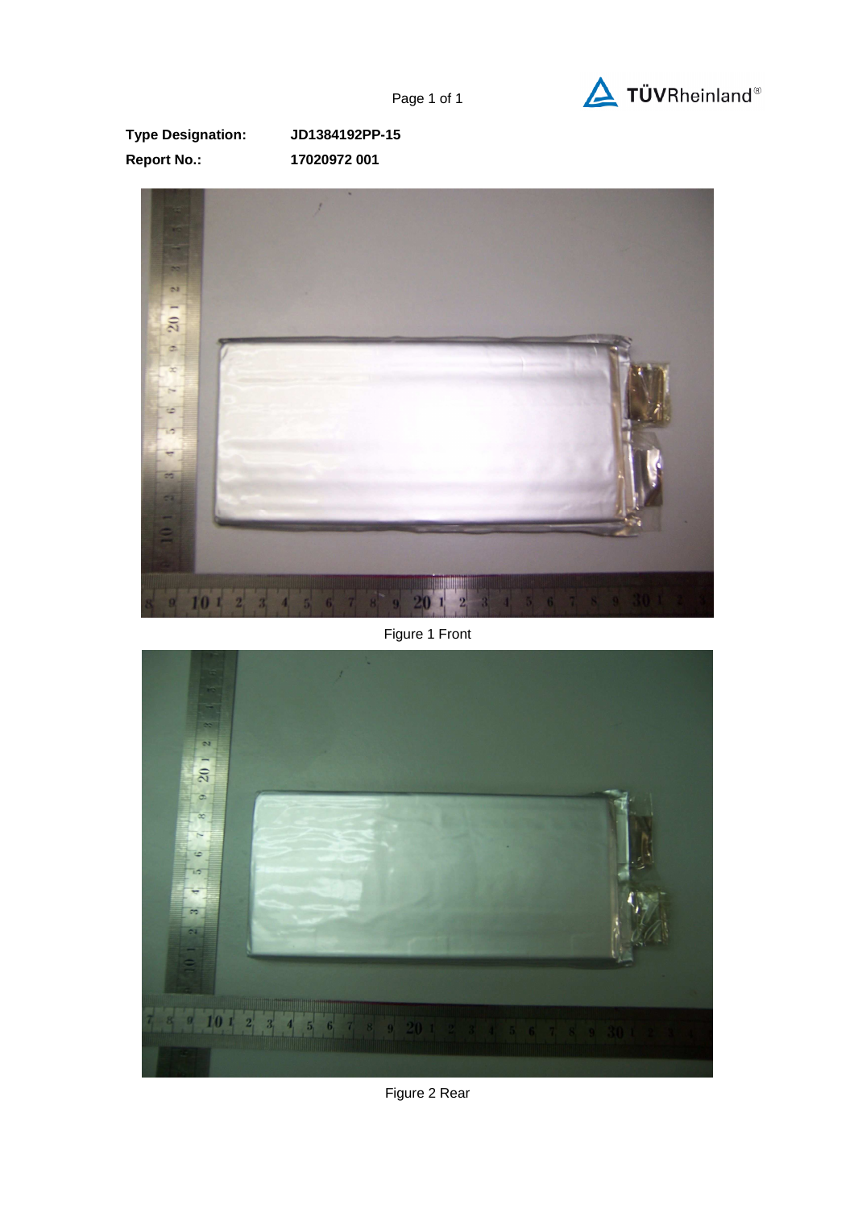**Type Designation:** JD1384192PP-15

**Report No.:** 17020972 001

Figure 1 Front

Figure 2 Rear